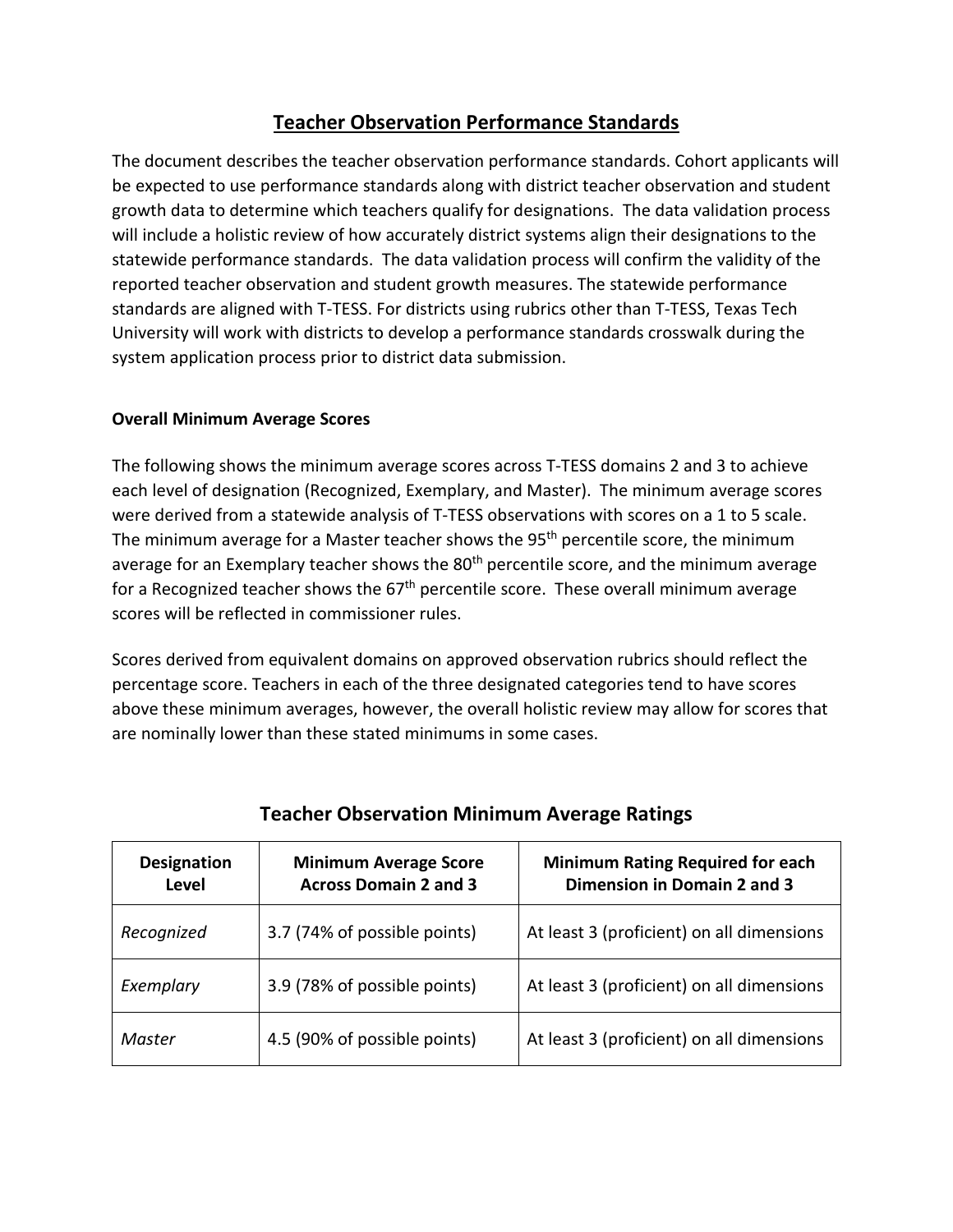# Teacher Observation Performance Standards

The document describes the teacher observation performance standards. Cohort applicants will be expected to use performance standards along with district teacher observation and student growth data to determine which teachers qualify for designations. The data validation process will include a holistic review of how accurately district systems align their designations to the statewide performance standards. The data validation process will confirm the validity of the reported teacher observation and student growth measures. The statewide performance standards are aligned with T-TESS. For districts using rubrics other than T-TESS, Texas Tech University will work with districts to develop a performance standards crosswalk during the system application process prior to district data submission.

**Overall Minimum Average Scores**

The following shows the minimum average scores across T-TESS domains 2 and 3 to achieve each level of designation (Recognized, Exemplary, and Master). The minimum average scores were derived from a statewide analysis of T-TESS observations with scores on a 1 to 5 scale. The minimum average for a Master teacher shows the 95th percentile score, the minimum average for an Exemplary teacher shows the 80th percentile score, and the minimum average for a Recognized teacher shows the 67th percentile score. These overall minimum average scores will be reflected in commissioner rules.

Scores derived from equivalent domains on approved observation rubrics should reflect the percentage score. Teachers in each of the three designated categories tend to have scores above these minimum averages, however, the overall holistic review may allow for scores that are nominally lower than these stated minimums in some cases.

## Teacher Observation Minimum Average Ratings

| Designation Level | Minimum Average Score Across Domain 2 and 3 | Minimum Rating Required for each Dimension in Domain 2 and 3 |
| --- | --- | --- |
| *Recognized* | 3.7 (74% of possible points) | At least 3 (proficient) on all dimensions |
| *Exemplary* | 3.9 (78% of possible points) | At least 3 (proficient) on all dimensions |
| *Master* | 4.5 (90% of possible points) | At least 3 (proficient) on all dimensions |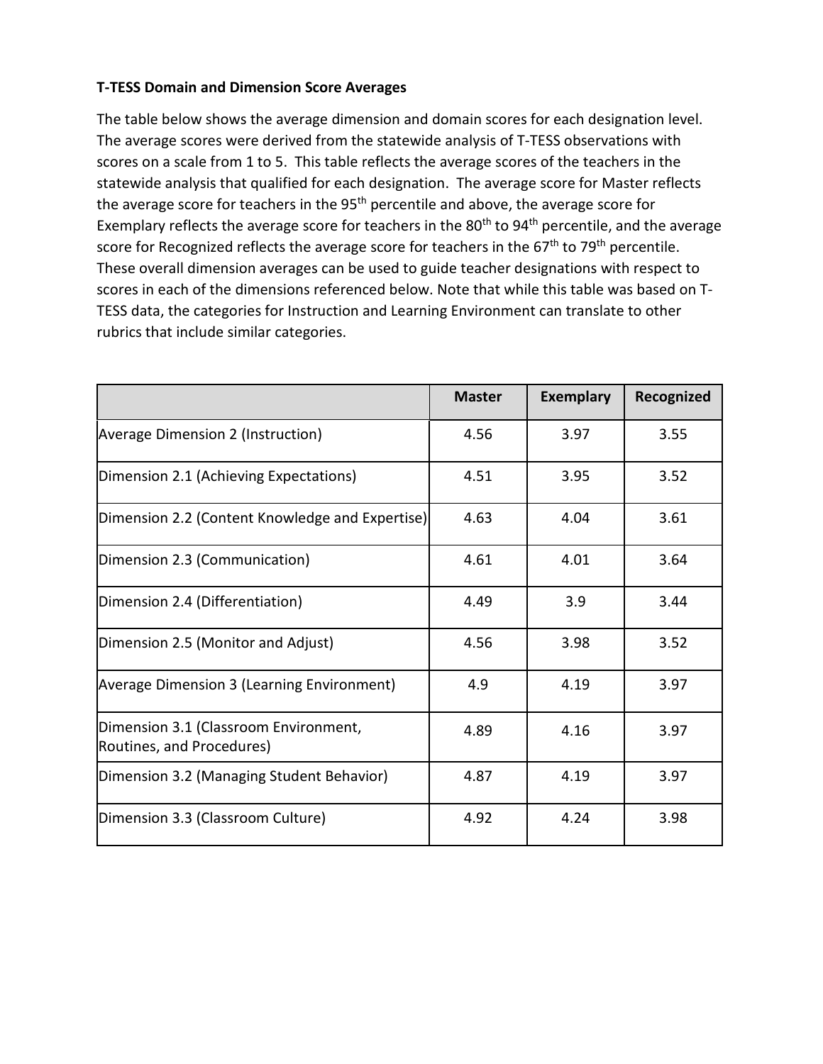**T-TESS Domain and Dimension Score Averages**

The table below shows the average dimension and domain scores for each designation level. The average scores were derived from the statewide analysis of T-TESS observations with scores on a scale from 1 to 5. This table reflects the average scores of the teachers in the statewide analysis that qualified for each designation. The average score for Master reflects the average score for teachers in the 95th percentile and above, the average score for Exemplary reflects the average score for teachers in the 80th to 94th percentile, and the average score for Recognized reflects the average score for teachers in the 67th to 79th percentile. These overall dimension averages can be used to guide teacher designations with respect to scores in each of the dimensions referenced below. Note that while this table was based on T-TESS data, the categories for Instruction and Learning Environment can translate to other rubrics that include similar categories.

| | Master | Exemplary | Recognized |
|---|---|---|---|
| Average Dimension 2 (Instruction) | 4.56 | 3.97 | 3.55 |
| Dimension 2.1 (Achieving Expectations) | 4.51 | 3.95 | 3.52 |
| Dimension 2.2 (Content Knowledge and Expertise) | 4.63 | 4.04 | 3.61 |
| Dimension 2.3 (Communication) | 4.61 | 4.01 | 3.64 |
| Dimension 2.4 (Differentiation) | 4.49 | 3.9 | 3.44 |
| Dimension 2.5 (Monitor and Adjust) | 4.56 | 3.98 | 3.52 |
| Average Dimension 3 (Learning Environment) | 4.9 | 4.19 | 3.97 |
| Dimension 3.1 (Classroom Environment, Routines, and Procedures) | 4.89 | 4.16 | 3.97 |
| Dimension 3.2 (Managing Student Behavior) | 4.87 | 4.19 | 3.97 |
| Dimension 3.3 (Classroom Culture) | 4.92 | 4.24 | 3.98 |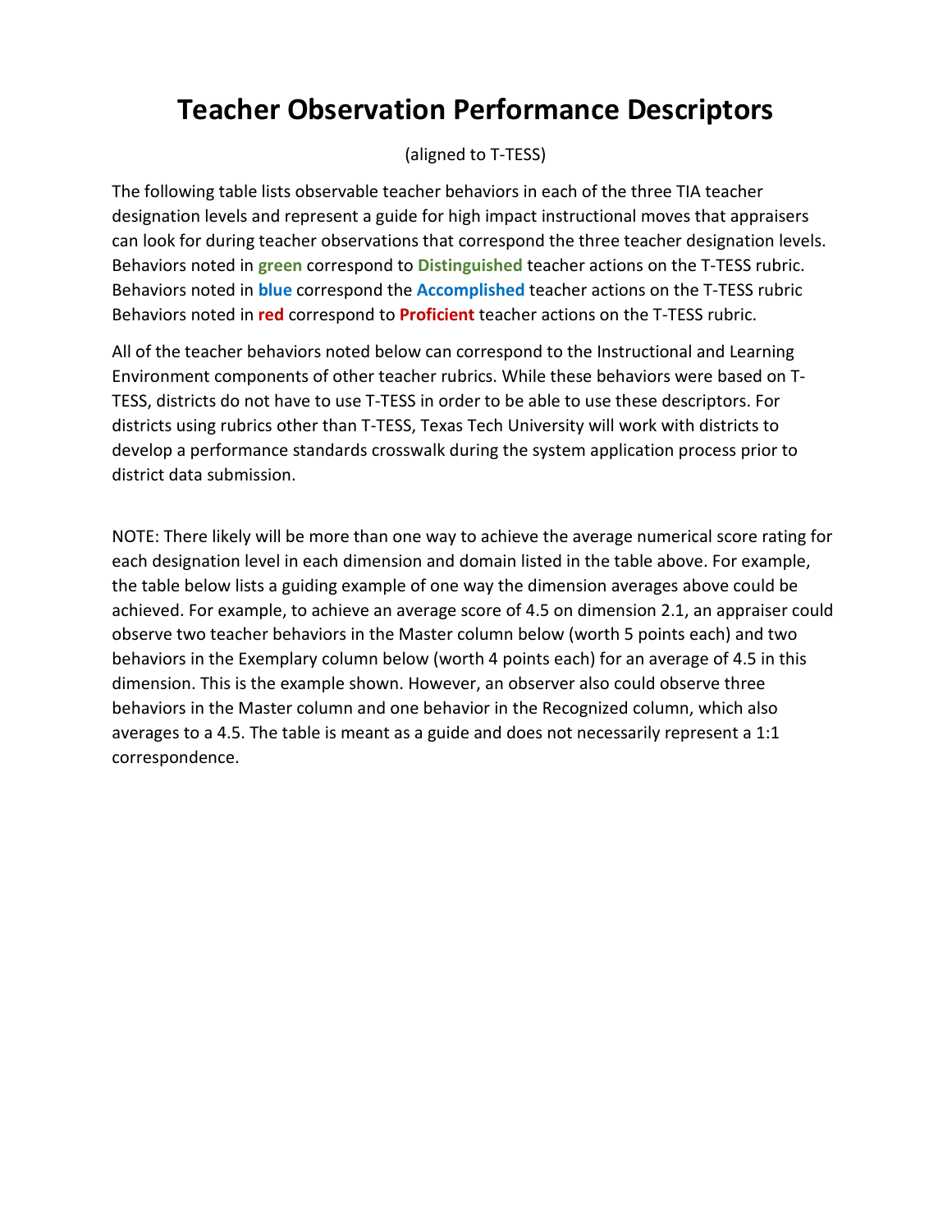# Teacher Observation Performance Descriptors

(aligned to T-TESS)

The following table lists observable teacher behaviors in each of the three TIA teacher designation levels and represent a guide for high impact instructional moves that appraisers can look for during teacher observations that correspond the three teacher designation levels. Behaviors noted in **green** correspond to **Distinguished** teacher actions on the T-TESS rubric. Behaviors noted in **blue** correspond the **Accomplished** teacher actions on the T-TESS rubric Behaviors noted in **red** correspond to **Proficient** teacher actions on the T-TESS rubric.

All of the teacher behaviors noted below can correspond to the Instructional and Learning Environment components of other teacher rubrics. While these behaviors were based on T-TESS, districts do not have to use T-TESS in order to be able to use these descriptors. For districts using rubrics other than T-TESS, Texas Tech University will work with districts to develop a performance standards crosswalk during the system application process prior to district data submission.

NOTE: There likely will be more than one way to achieve the average numerical score rating for each designation level in each dimension and domain listed in the table above. For example, the table below lists a guiding example of one way the dimension averages above could be achieved. For example, to achieve an average score of 4.5 on dimension 2.1, an appraiser could observe two teacher behaviors in the Master column below (worth 5 points each) and two behaviors in the Exemplary column below (worth 4 points each) for an average of 4.5 in this dimension. This is the example shown. However, an observer also could observe three behaviors in the Master column and one behavior in the Recognized column, which also averages to a 4.5. The table is meant as a guide and does not necessarily represent a 1:1 correspondence.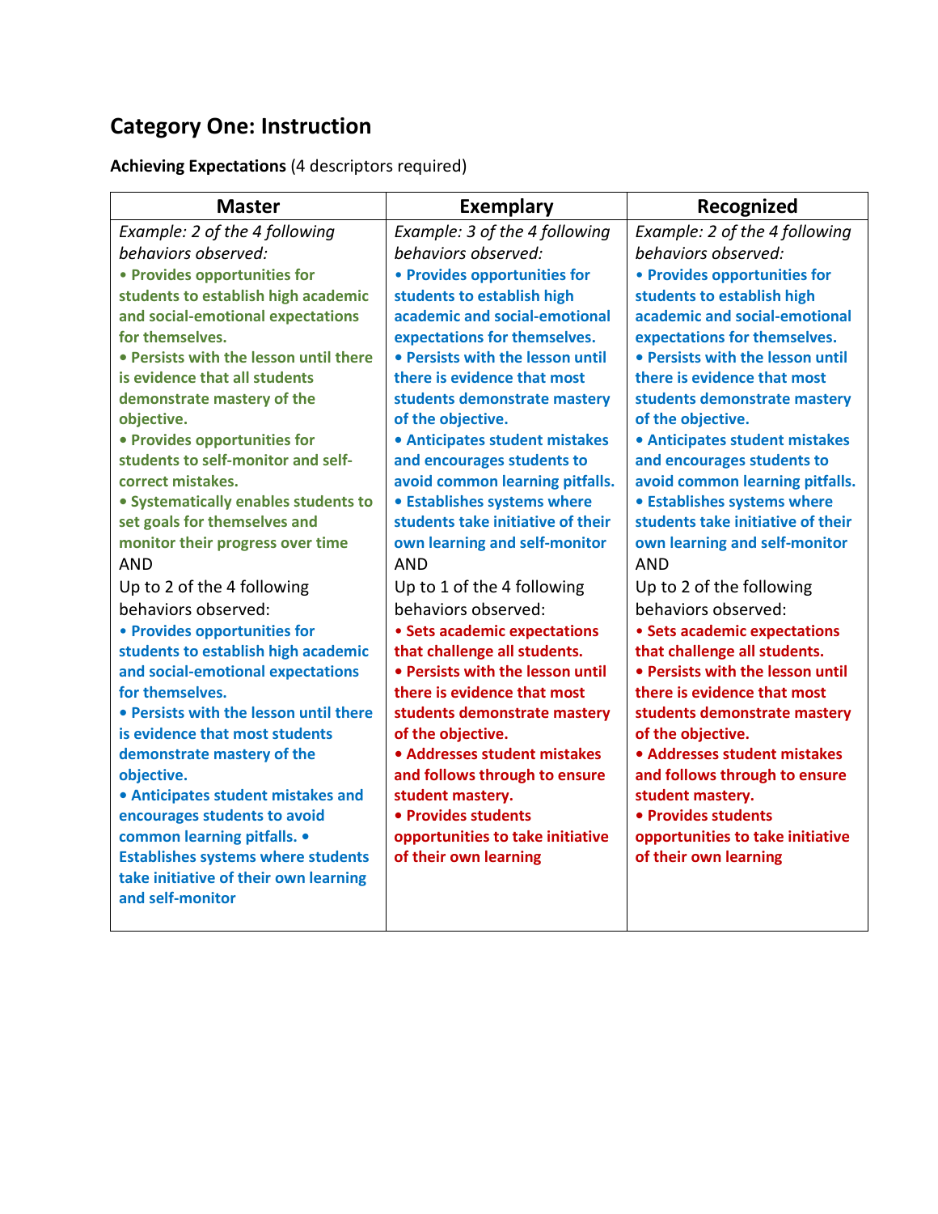## Category One: Instruction

**Achieving Expectations** (4 descriptors required)

| Master | Exemplary | Recognized |
|---|---|---|
| *Example: 2 of the 4 following behaviors observed:*<br>**• Provides opportunities for students to establish high academic and social-emotional expectations for themselves.**<br>**• Persists with the lesson until there is evidence that all students demonstrate mastery of the objective.**<br>**• Provides opportunities for students to self-monitor and self-correct mistakes.**<br>**• Systematically enables students to set goals for themselves and monitor their progress over time**<br>AND<br>Up to 2 of the 4 following behaviors observed:<br>**• Provides opportunities for students to establish high academic and social-emotional expectations for themselves.**<br>**• Persists with the lesson until there is evidence that most students demonstrate mastery of the objective.**<br>**• Anticipates student mistakes and encourages students to avoid common learning pitfalls. • Establishes systems where students take initiative of their own learning and self-monitor** | *Example: 3 of the 4 following behaviors observed:*<br>**• Provides opportunities for students to establish high academic and social-emotional expectations for themselves.**<br>**• Persists with the lesson until there is evidence that most students demonstrate mastery of the objective.**<br>**• Anticipates student mistakes and encourages students to avoid common learning pitfalls.**<br>**• Establishes systems where students take initiative of their own learning and self-monitor**<br>AND<br>Up to 1 of the 4 following behaviors observed:<br>**• Sets academic expectations that challenge all students.**<br>**• Persists with the lesson until there is evidence that most students demonstrate mastery of the objective.**<br>**• Addresses student mistakes and follows through to ensure student mastery.**<br>**• Provides students opportunities to take initiative of their own learning** | *Example: 2 of the 4 following behaviors observed:*<br>**• Provides opportunities for students to establish high academic and social-emotional expectations for themselves.**<br>**• Persists with the lesson until there is evidence that most students demonstrate mastery of the objective.**<br>**• Anticipates student mistakes and encourages students to avoid common learning pitfalls.**<br>**• Establishes systems where students take initiative of their own learning and self-monitor**<br>AND<br>Up to 2 of the following behaviors observed:<br>**• Sets academic expectations that challenge all students.**<br>**• Persists with the lesson until there is evidence that most students demonstrate mastery of the objective.**<br>**• Addresses student mistakes and follows through to ensure student mastery.**<br>**• Provides students opportunities to take initiative of their own learning** |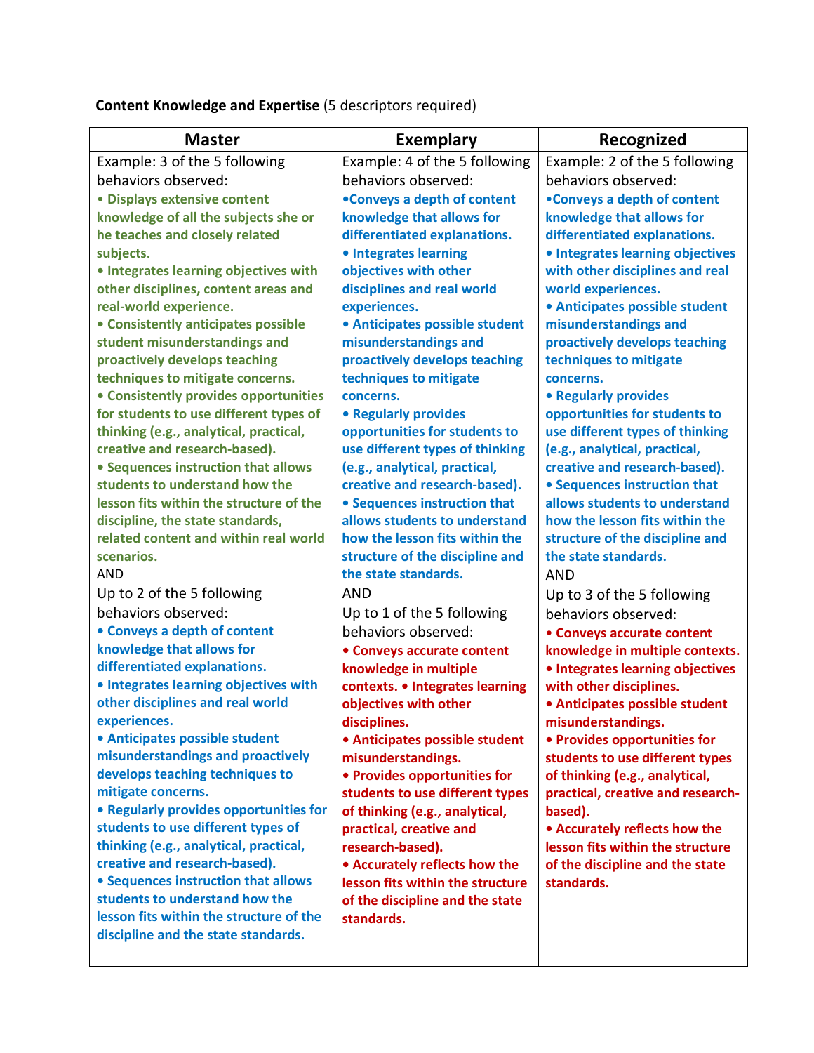**Content Knowledge and Expertise** (5 descriptors required)

| Master | Exemplary | Recognized |
|---|---|---|
| Example: 3 of the 5 following behaviors observed:<br>**• Displays extensive content knowledge of all the subjects she or he teaches and closely related subjects.**<br>**• Integrates learning objectives with other disciplines, content areas and real-world experience.**<br>**• Consistently anticipates possible student misunderstandings and proactively develops teaching techniques to mitigate concerns.**<br>**• Consistently provides opportunities for students to use different types of thinking (e.g., analytical, practical, creative and research-based).**<br>**• Sequences instruction that allows students to understand how the lesson fits within the structure of the discipline, the state standards, related content and within real world scenarios.**<br>AND<br>Up to 2 of the 5 following behaviors observed:<br>**• Conveys a depth of content knowledge that allows for differentiated explanations.**<br>**• Integrates learning objectives with other disciplines and real world experiences.**<br>**• Anticipates possible student misunderstandings and proactively develops teaching techniques to mitigate concerns.**<br>**• Regularly provides opportunities for students to use different types of thinking (e.g., analytical, practical, creative and research-based).**<br>**• Sequences instruction that allows students to understand how the lesson fits within the structure of the discipline and the state standards.** | Example: 4 of the 5 following behaviors observed:<br>**•Conveys a depth of content knowledge that allows for differentiated explanations.**<br>**• Integrates learning objectives with other disciplines and real world experiences.**<br>**• Anticipates possible student misunderstandings and proactively develops teaching techniques to mitigate concerns.**<br>**• Regularly provides opportunities for students to use different types of thinking (e.g., analytical, practical, creative and research-based).**<br>**• Sequences instruction that allows students to understand how the lesson fits within the structure of the discipline and the state standards.**<br>AND<br>Up to 1 of the 5 following behaviors observed:<br>**• Conveys accurate content knowledge in multiple contexts. • Integrates learning objectives with other disciplines.**<br>**• Anticipates possible student misunderstandings.**<br>**• Provides opportunities for students to use different types of thinking (e.g., analytical, practical, creative and research-based).**<br>**• Accurately reflects how the lesson fits within the structure of the discipline and the state standards.** | Example: 2 of the 5 following behaviors observed:<br>**•Conveys a depth of content knowledge that allows for differentiated explanations.**<br>**• Integrates learning objectives with other disciplines and real world experiences.**<br>**• Anticipates possible student misunderstandings and proactively develops teaching techniques to mitigate concerns.**<br>**• Regularly provides opportunities for students to use different types of thinking (e.g., analytical, practical, creative and research-based).**<br>**• Sequences instruction that allows students to understand how the lesson fits within the structure of the discipline and the state standards.**<br>AND<br>Up to 3 of the 5 following behaviors observed:<br>**• Conveys accurate content knowledge in multiple contexts.**<br>**• Integrates learning objectives with other disciplines.**<br>**• Anticipates possible student misunderstandings.**<br>**• Provides opportunities for students to use different types of thinking (e.g., analytical, practical, creative and research-based).**<br>**• Accurately reflects how the lesson fits within the structure of the discipline and the state standards.** |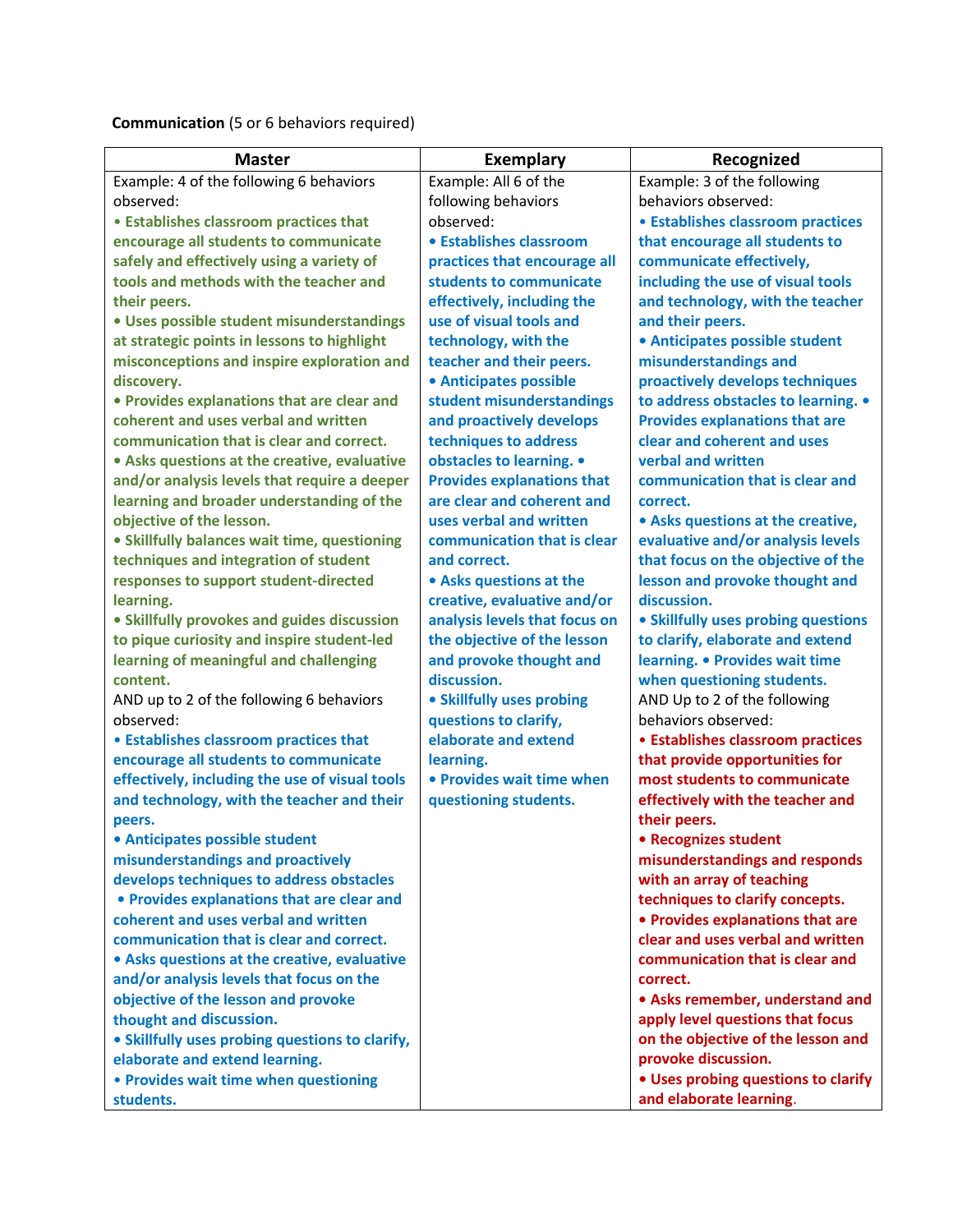**Communication** (5 or 6 behaviors required)

| Master | Exemplary | Recognized |
|---|---|---|
| Example: 4 of the following 6 behaviors observed:<br>**• Establishes classroom practices that encourage all students to communicate safely and effectively using a variety of tools and methods with the teacher and their peers.**<br>**• Uses possible student misunderstandings at strategic points in lessons to highlight misconceptions and inspire exploration and discovery.**<br>**• Provides explanations that are clear and coherent and uses verbal and written communication that is clear and correct.**<br>**• Asks questions at the creative, evaluative and/or analysis levels that require a deeper learning and broader understanding of the objective of the lesson.**<br>**• Skillfully balances wait time, questioning techniques and integration of student responses to support student-directed learning.**<br>**• Skillfully provokes and guides discussion to pique curiosity and inspire student-led learning of meaningful and challenging content.**<br>AND up to 2 of the following 6 behaviors observed:<br>**• Establishes classroom practices that encourage all students to communicate effectively, including the use of visual tools and technology, with the teacher and their peers.**<br>**• Anticipates possible student misunderstandings and proactively develops techniques to address obstacles**<br>**• Provides explanations that are clear and coherent and uses verbal and written communication that is clear and correct.**<br>**• Asks questions at the creative, evaluative and/or analysis levels that focus on the objective of the lesson and provoke thought and discussion.**<br>**• Skillfully uses probing questions to clarify, elaborate and extend learning.**<br>**• Provides wait time when questioning students.** | Example: All 6 of the following behaviors observed:<br>**• Establishes classroom practices that encourage all students to communicate effectively, including the use of visual tools and technology, with the teacher and their peers.**<br>**• Anticipates possible student misunderstandings and proactively develops techniques to address obstacles to learning.**<br>**• Provides explanations that are clear and coherent and uses verbal and written communication that is clear and correct.**<br>**• Asks questions at the creative, evaluative and/or analysis levels that focus on the objective of the lesson and provoke thought and discussion.**<br>**• Skillfully uses probing questions to clarify, elaborate and extend learning.**<br>**• Provides wait time when questioning students.** | Example: 3 of the following behaviors observed:<br>**• Establishes classroom practices that encourage all students to communicate effectively, including the use of visual tools and technology, with the teacher and their peers.**<br>**• Anticipates possible student misunderstandings and proactively develops techniques to address obstacles to learning.**<br>**• Provides explanations that are clear and coherent and uses verbal and written communication that is clear and correct.**<br>**• Asks questions at the creative, evaluative and/or analysis levels that focus on the objective of the lesson and provoke thought and discussion.**<br>**• Skillfully uses probing questions to clarify, elaborate and extend learning.**<br>**• Provides wait time when questioning students.**<br>AND Up to 2 of the following behaviors observed:<br>**• Establishes classroom practices that provide opportunities for most students to communicate effectively with the teacher and their peers.**<br>**• Recognizes student misunderstandings and responds with an array of teaching techniques to clarify concepts.**<br>**• Provides explanations that are clear and uses verbal and written communication that is clear and correct.**<br>**• Asks remember, understand and apply level questions that focus on the objective of the lesson and provoke discussion.**<br>**• Uses probing questions to clarify and elaborate learning.** |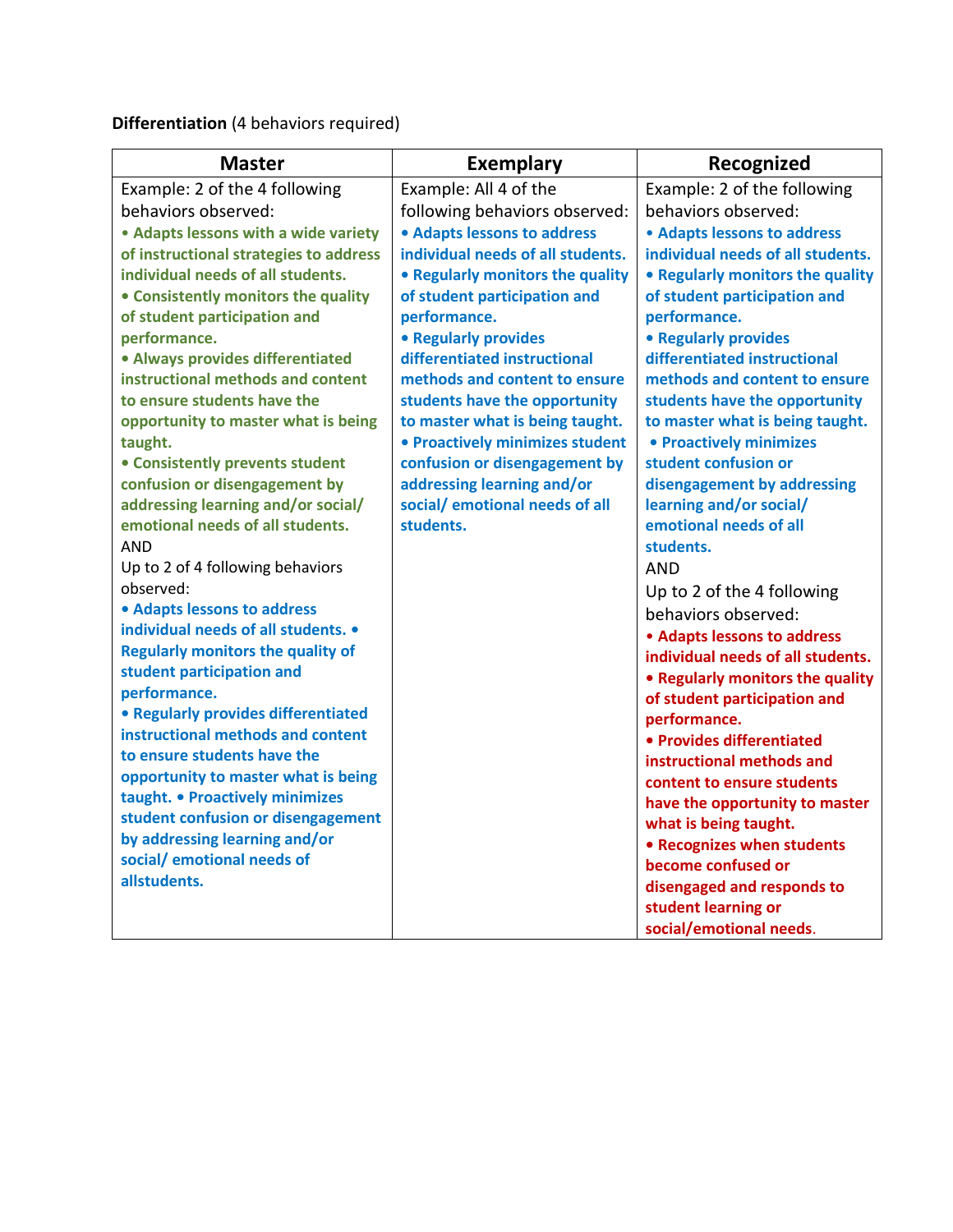**Differentiation** (4 behaviors required)

| Master | Exemplary | Recognized |
|---|---|---|
| Example: 2 of the 4 following behaviors observed:<br>**• Adapts lessons with a wide variety of instructional strategies to address individual needs of all students.**<br>**• Consistently monitors the quality of student participation and performance.**<br>**• Always provides differentiated instructional methods and content to ensure students have the opportunity to master what is being taught.**<br>**• Consistently prevents student confusion or disengagement by addressing learning and/or social/ emotional needs of all students.**<br>AND<br>Up to 2 of 4 following behaviors observed:<br>**• Adapts lessons to address individual needs of all students. • Regularly monitors the quality of student participation and performance.**<br>**• Regularly provides differentiated instructional methods and content to ensure students have the opportunity to master what is being taught. • Proactively minimizes student confusion or disengagement by addressing learning and/or social/ emotional needs of allstudents.** | Example: All 4 of the following behaviors observed:<br>**• Adapts lessons to address individual needs of all students.**<br>**• Regularly monitors the quality of student participation and performance.**<br>**• Regularly provides differentiated instructional methods and content to ensure students have the opportunity to master what is being taught.**<br>**• Proactively minimizes student confusion or disengagement by addressing learning and/or social/ emotional needs of all students.** | Example: 2 of the following behaviors observed:<br>**• Adapts lessons to address individual needs of all students.**<br>**• Regularly monitors the quality of student participation and performance.**<br>**• Regularly provides differentiated instructional methods and content to ensure students have the opportunity to master what is being taught.**<br>**• Proactively minimizes student confusion or disengagement by addressing learning and/or social/ emotional needs of all students.**<br>AND<br>Up to 2 of the 4 following behaviors observed:<br>**• Adapts lessons to address individual needs of all students.**<br>**• Regularly monitors the quality of student participation and performance.**<br>**• Provides differentiated instructional methods and content to ensure students have the opportunity to master what is being taught.**<br>**• Recognizes when students become confused or disengaged and responds to student learning or social/emotional needs.** |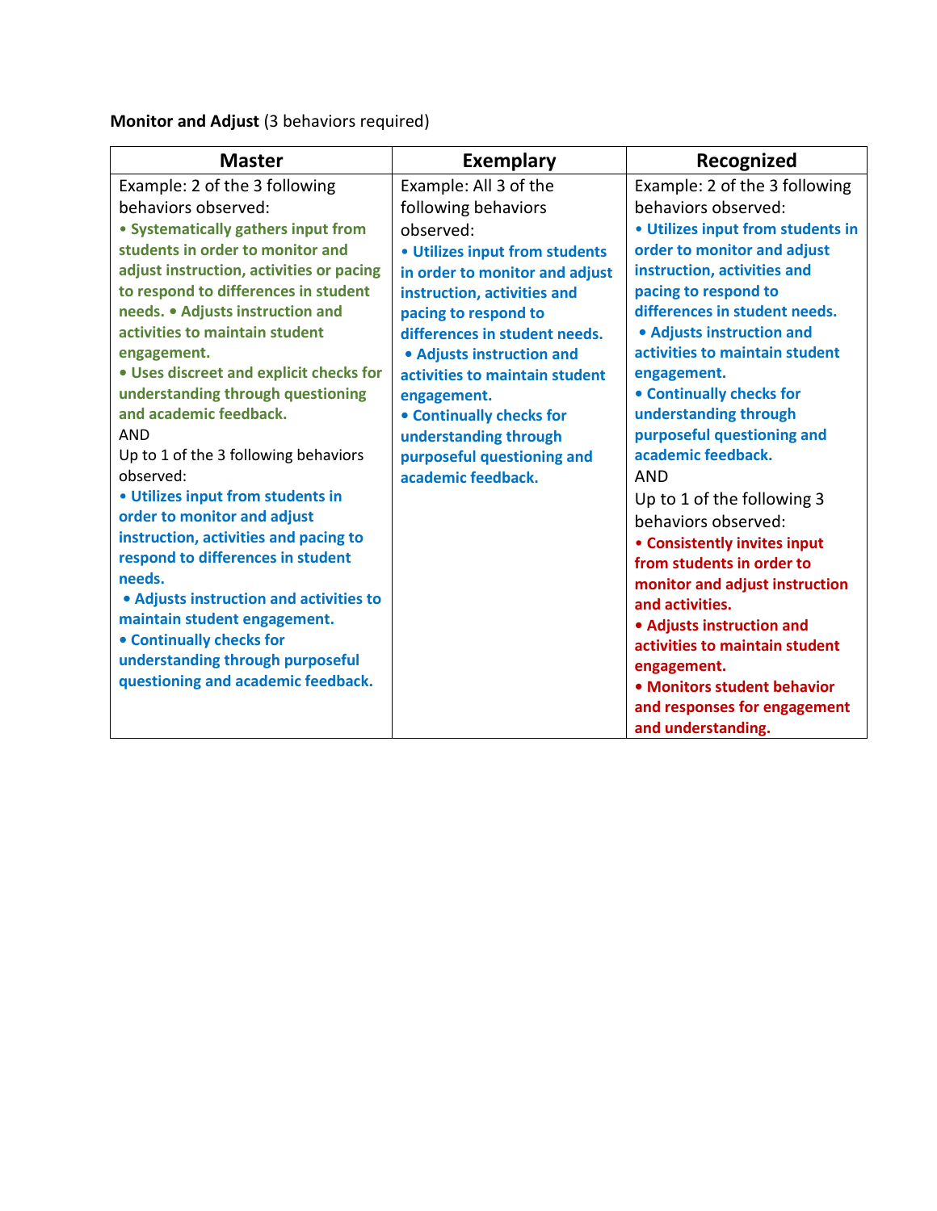**Monitor and Adjust** (3 behaviors required)

| Master | Exemplary | Recognized |
|---|---|---|
| Example: 2 of the 3 following behaviors observed:<br>**• Systematically gathers input from students in order to monitor and adjust instruction, activities or pacing to respond to differences in student needs. • Adjusts instruction and activities to maintain student engagement.**<br>**• Uses discreet and explicit checks for understanding through questioning and academic feedback.**<br>AND<br>Up to 1 of the 3 following behaviors observed:<br>**• Utilizes input from students in order to monitor and adjust instruction, activities and pacing to respond to differences in student needs.**<br>**• Adjusts instruction and activities to maintain student engagement.**<br>**• Continually checks for understanding through purposeful questioning and academic feedback.** | Example: All 3 of the following behaviors observed:<br>**• Utilizes input from students in order to monitor and adjust instruction, activities and pacing to respond to differences in student needs.**<br>**• Adjusts instruction and activities to maintain student engagement.**<br>**• Continually checks for understanding through purposeful questioning and academic feedback.** | Example: 2 of the 3 following behaviors observed:<br>**• Utilizes input from students in order to monitor and adjust instruction, activities and pacing to respond to differences in student needs.**<br>**• Adjusts instruction and activities to maintain student engagement.**<br>**• Continually checks for understanding through purposeful questioning and academic feedback.**<br>AND<br>Up to 1 of the following 3 behaviors observed:<br>**• Consistently invites input from students in order to monitor and adjust instruction and activities.**<br>**• Adjusts instruction and activities to maintain student engagement.**<br>**• Monitors student behavior and responses for engagement and understanding.** |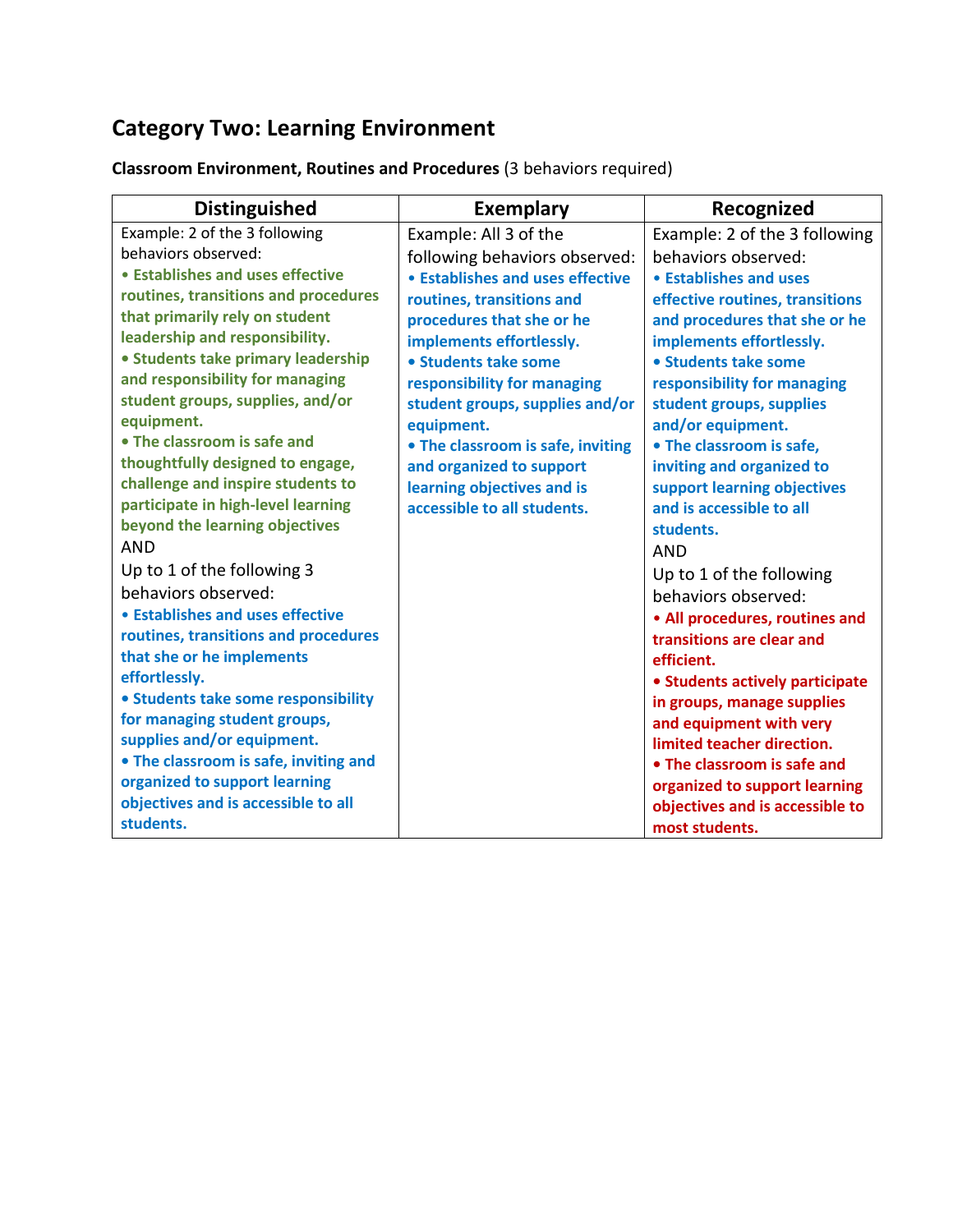## Category Two: Learning Environment

**Classroom Environment, Routines and Procedures** (3 behaviors required)

| Distinguished | Exemplary | Recognized |
|---|---|---|
| Example: 2 of the 3 following behaviors observed:<br>**• Establishes and uses effective routines, transitions and procedures that primarily rely on student leadership and responsibility.**<br>**• Students take primary leadership and responsibility for managing student groups, supplies, and/or equipment.**<br>**• The classroom is safe and thoughtfully designed to engage, challenge and inspire students to participate in high-level learning beyond the learning objectives**<br>AND<br>Up to 1 of the following 3 behaviors observed:<br>**• Establishes and uses effective routines, transitions and procedures that she or he implements effortlessly.**<br>**• Students take some responsibility for managing student groups, supplies and/or equipment.**<br>**• The classroom is safe, inviting and organized to support learning objectives and is accessible to all students.** | Example: All 3 of the following behaviors observed:<br>**• Establishes and uses effective routines, transitions and procedures that she or he implements effortlessly.**<br>**• Students take some responsibility for managing student groups, supplies and/or equipment.**<br>**• The classroom is safe, inviting and organized to support learning objectives and is accessible to all students.** | Example: 2 of the 3 following behaviors observed:<br>**• Establishes and uses effective routines, transitions and procedures that she or he implements effortlessly.**<br>**• Students take some responsibility for managing student groups, supplies and/or equipment.**<br>**• The classroom is safe, inviting and organized to support learning objectives and is accessible to all students.**<br>AND<br>Up to 1 of the following behaviors observed:<br>**• All procedures, routines and transitions are clear and efficient.**<br>**• Students actively participate in groups, manage supplies and equipment with very limited teacher direction.**<br>**• The classroom is safe and organized to support learning objectives and is accessible to most students.** |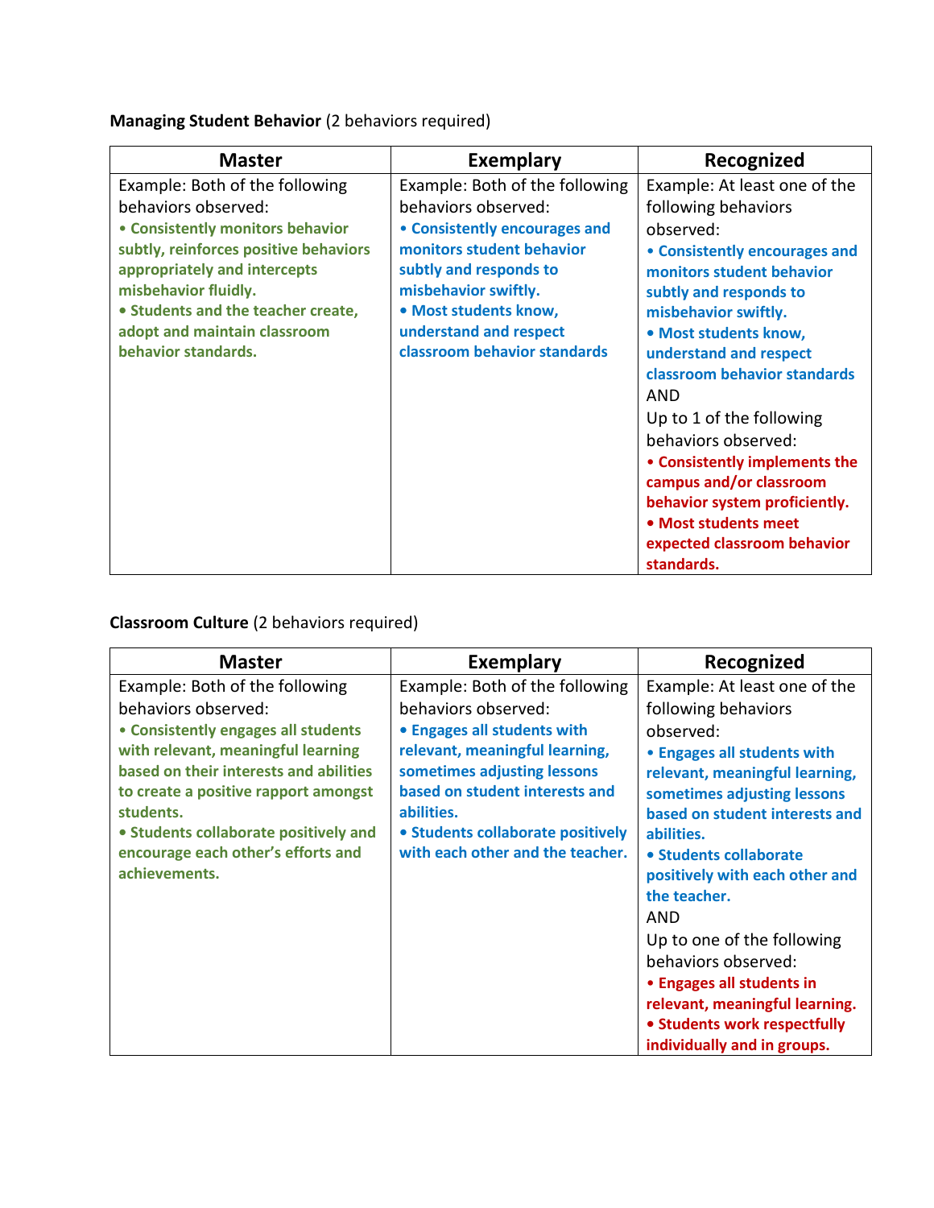**Managing Student Behavior** (2 behaviors required)

| Master | Exemplary | Recognized |
|---|---|---|
| Example: Both of the following behaviors observed:<br>**• Consistently monitors behavior subtly, reinforces positive behaviors appropriately and intercepts misbehavior fluidly.**<br>**• Students and the teacher create, adopt and maintain classroom behavior standards.** | Example: Both of the following behaviors observed:<br>**• Consistently encourages and monitors student behavior subtly and responds to misbehavior swiftly.**<br>**• Most students know, understand and respect classroom behavior standards** | Example: At least one of the following behaviors observed:<br>**• Consistently encourages and monitors student behavior subtly and responds to misbehavior swiftly.**<br>**• Most students know, understand and respect classroom behavior standards**<br>AND<br>Up to 1 of the following behaviors observed:<br>**• Consistently implements the campus and/or classroom behavior system proficiently.**<br>**• Most students meet expected classroom behavior standards.** |

**Classroom Culture** (2 behaviors required)

| Master | Exemplary | Recognized |
|---|---|---|
| Example: Both of the following behaviors observed:<br>**• Consistently engages all students with relevant, meaningful learning based on their interests and abilities to create a positive rapport amongst students.**<br>**• Students collaborate positively and encourage each other's efforts and achievements.** | Example: Both of the following behaviors observed:<br>**• Engages all students with relevant, meaningful learning, sometimes adjusting lessons based on student interests and abilities.**<br>**• Students collaborate positively with each other and the teacher.** | Example: At least one of the following behaviors observed:<br>**• Engages all students with relevant, meaningful learning, sometimes adjusting lessons based on student interests and abilities.**<br>**• Students collaborate positively with each other and the teacher.**<br>AND<br>Up to one of the following behaviors observed:<br>**• Engages all students in relevant, meaningful learning.**<br>**• Students work respectfully individually and in groups.** |